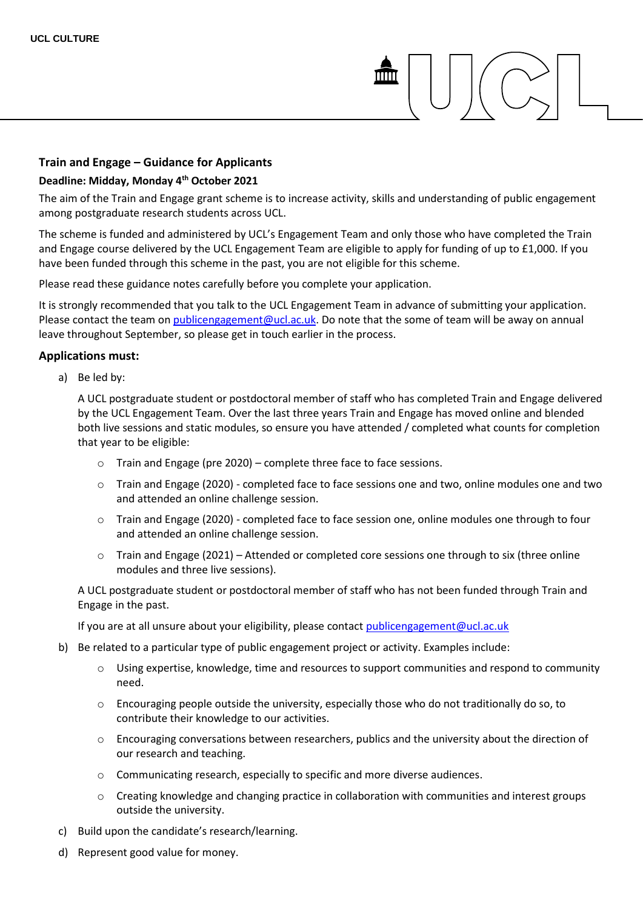UCL CULTURE

## Train and Engage – Guidance for Applicants

**Deadline: Midday, Monday 4th October 2021**

The aim of the Train and Engage grant scheme is to increase activity, skills and understanding of public engagement among postgraduate research students across UCL.

The scheme is funded and administered by UCL's Engagement Team and only those who have completed the Train and Engage course delivered by the UCL Engagement Team are eligible to apply for funding of up to £1,000. If you have been funded through this scheme in the past, you are not eligible for this scheme.

Please read these guidance notes carefully before you complete your application.

It is strongly recommended that you talk to the UCL Engagement Team in advance of submitting your application. Please contact the team on publicengagement@ucl.ac.uk. Do note that the some of team will be away on annual leave throughout September, so please get in touch earlier in the process.

### Applications must:

a) Be led by:

   A UCL postgraduate student or postdoctoral member of staff who has completed Train and Engage delivered by the UCL Engagement Team. Over the last three years Train and Engage has moved online and blended both live sessions and static modules, so ensure you have attended / completed what counts for completion that year to be eligible:

   - Train and Engage (pre 2020) – complete three face to face sessions.
   - Train and Engage (2020) - completed face to face sessions one and two, online modules one and two and attended an online challenge session.
   - Train and Engage (2020) - completed face to face session one, online modules one through to four and attended an online challenge session.
   - Train and Engage (2021) – Attended or completed core sessions one through to six (three online modules and three live sessions).

   A UCL postgraduate student or postdoctoral member of staff who has not been funded through Train and Engage in the past.

   If you are at all unsure about your eligibility, please contact publicengagement@ucl.ac.uk

b) Be related to a particular type of public engagement project or activity. Examples include:

   - Using expertise, knowledge, time and resources to support communities and respond to community need.
   - Encouraging people outside the university, especially those who do not traditionally do so, to contribute their knowledge to our activities.
   - Encouraging conversations between researchers, publics and the university about the direction of our research and teaching.
   - Communicating research, especially to specific and more diverse audiences.
   - Creating knowledge and changing practice in collaboration with communities and interest groups outside the university.

c) Build upon the candidate's research/learning.

d) Represent good value for money.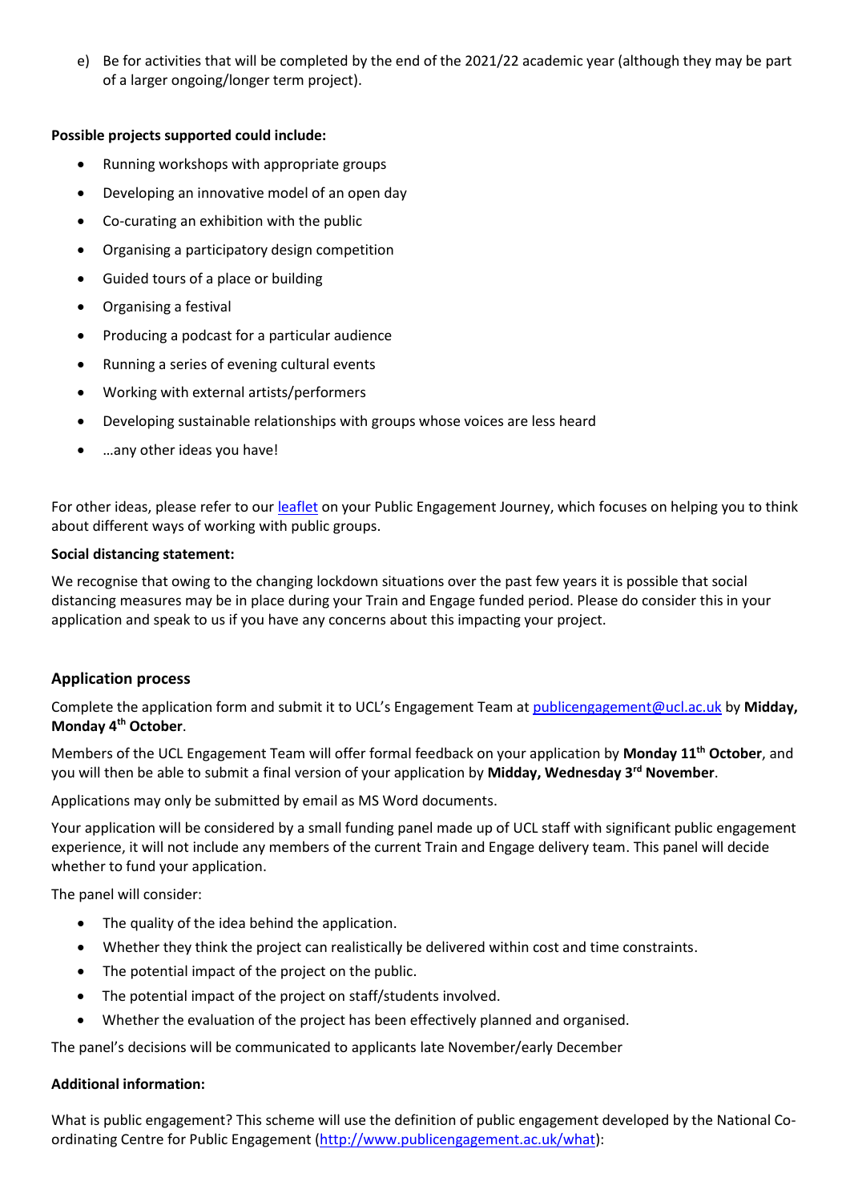e) Be for activities that will be completed by the end of the 2021/22 academic year (although they may be part of a larger ongoing/longer term project).

**Possible projects supported could include:**

- Running workshops with appropriate groups
- Developing an innovative model of an open day
- Co-curating an exhibition with the public
- Organising a participatory design competition
- Guided tours of a place or building
- Organising a festival
- Producing a podcast for a particular audience
- Running a series of evening cultural events
- Working with external artists/performers
- Developing sustainable relationships with groups whose voices are less heard
- …any other ideas you have!

For other ideas, please refer to our leaflet on your Public Engagement Journey, which focuses on helping you to think about different ways of working with public groups.

**Social distancing statement:**

We recognise that owing to the changing lockdown situations over the past few years it is possible that social distancing measures may be in place during your Train and Engage funded period. Please do consider this in your application and speak to us if you have any concerns about this impacting your project.

## Application process

Complete the application form and submit it to UCL's Engagement Team at publicengagement@ucl.ac.uk by **Midday, Monday 4th October**.

Members of the UCL Engagement Team will offer formal feedback on your application by **Monday 11th October**, and you will then be able to submit a final version of your application by **Midday, Wednesday 3rd November**.

Applications may only be submitted by email as MS Word documents.

Your application will be considered by a small funding panel made up of UCL staff with significant public engagement experience, it will not include any members of the current Train and Engage delivery team. This panel will decide whether to fund your application.

The panel will consider:

- The quality of the idea behind the application.
- Whether they think the project can realistically be delivered within cost and time constraints.
- The potential impact of the project on the public.
- The potential impact of the project on staff/students involved.
- Whether the evaluation of the project has been effectively planned and organised.

The panel's decisions will be communicated to applicants late November/early December

**Additional information:**

What is public engagement? This scheme will use the definition of public engagement developed by the National Co-ordinating Centre for Public Engagement (http://www.publicengagement.ac.uk/what):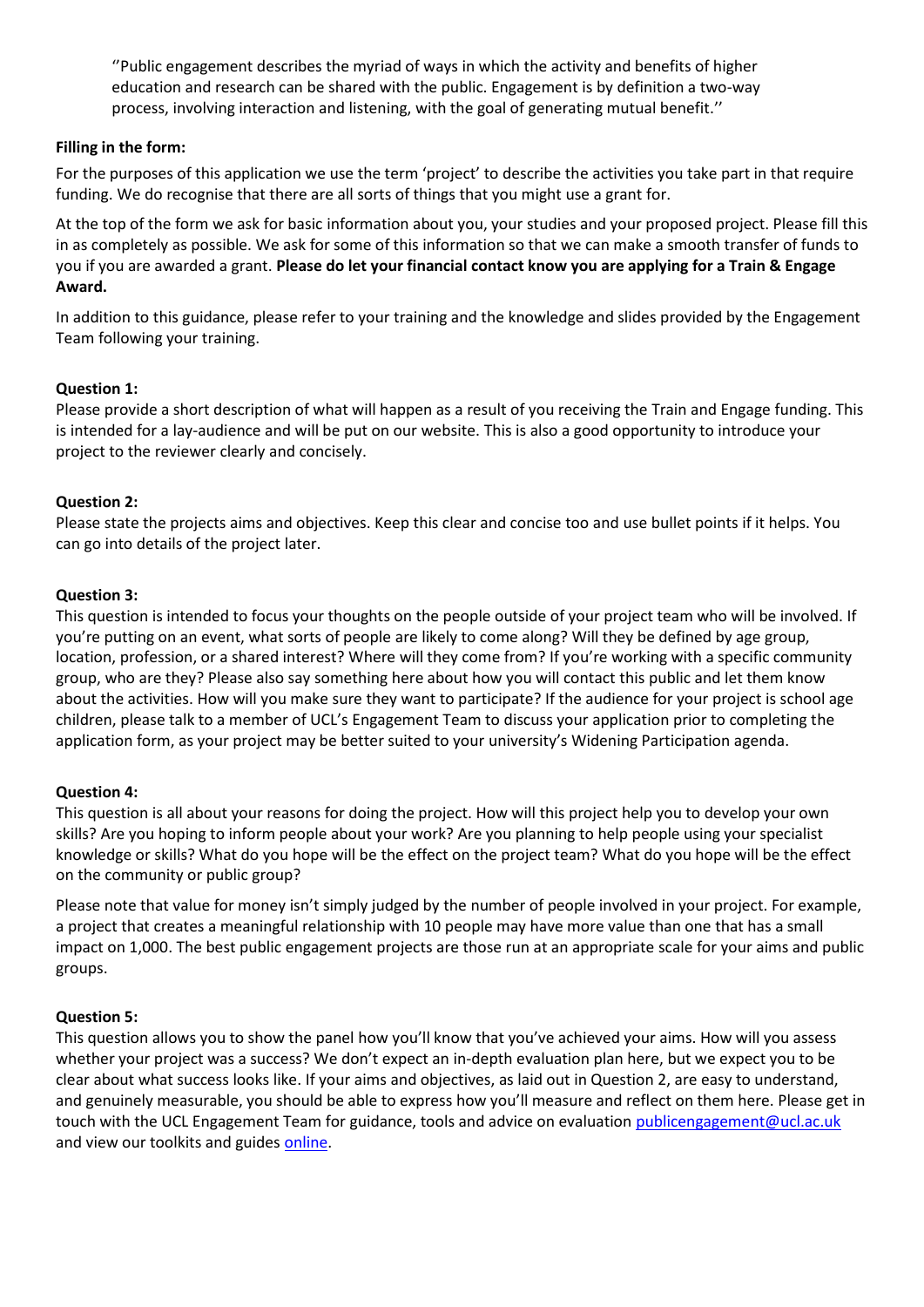''Public engagement describes the myriad of ways in which the activity and benefits of higher education and research can be shared with the public. Engagement is by definition a two-way process, involving interaction and listening, with the goal of generating mutual benefit.''

**Filling in the form:**

For the purposes of this application we use the term 'project' to describe the activities you take part in that require funding. We do recognise that there are all sorts of things that you might use a grant for.

At the top of the form we ask for basic information about you, your studies and your proposed project. Please fill this in as completely as possible. We ask for some of this information so that we can make a smooth transfer of funds to you if you are awarded a grant. **Please do let your financial contact know you are applying for a Train & Engage Award.**

In addition to this guidance, please refer to your training and the knowledge and slides provided by the Engagement Team following your training.

**Question 1:**

Please provide a short description of what will happen as a result of you receiving the Train and Engage funding. This is intended for a lay-audience and will be put on our website. This is also a good opportunity to introduce your project to the reviewer clearly and concisely.

**Question 2:**

Please state the projects aims and objectives. Keep this clear and concise too and use bullet points if it helps. You can go into details of the project later.

**Question 3:**

This question is intended to focus your thoughts on the people outside of your project team who will be involved. If you're putting on an event, what sorts of people are likely to come along? Will they be defined by age group, location, profession, or a shared interest? Where will they come from? If you're working with a specific community group, who are they? Please also say something here about how you will contact this public and let them know about the activities. How will you make sure they want to participate? If the audience for your project is school age children, please talk to a member of UCL's Engagement Team to discuss your application prior to completing the application form, as your project may be better suited to your university's Widening Participation agenda.

**Question 4:**

This question is all about your reasons for doing the project. How will this project help you to develop your own skills? Are you hoping to inform people about your work? Are you planning to help people using your specialist knowledge or skills? What do you hope will be the effect on the project team? What do you hope will be the effect on the community or public group?

Please note that value for money isn't simply judged by the number of people involved in your project. For example, a project that creates a meaningful relationship with 10 people may have more value than one that has a small impact on 1,000. The best public engagement projects are those run at an appropriate scale for your aims and public groups.

**Question 5:**

This question allows you to show the panel how you'll know that you've achieved your aims. How will you assess whether your project was a success? We don't expect an in-depth evaluation plan here, but we expect you to be clear about what success looks like. If your aims and objectives, as laid out in Question 2, are easy to understand, and genuinely measurable, you should be able to express how you'll measure and reflect on them here. Please get in touch with the UCL Engagement Team for guidance, tools and advice on evaluation publicengagement@ucl.ac.uk and view our toolkits and guides online.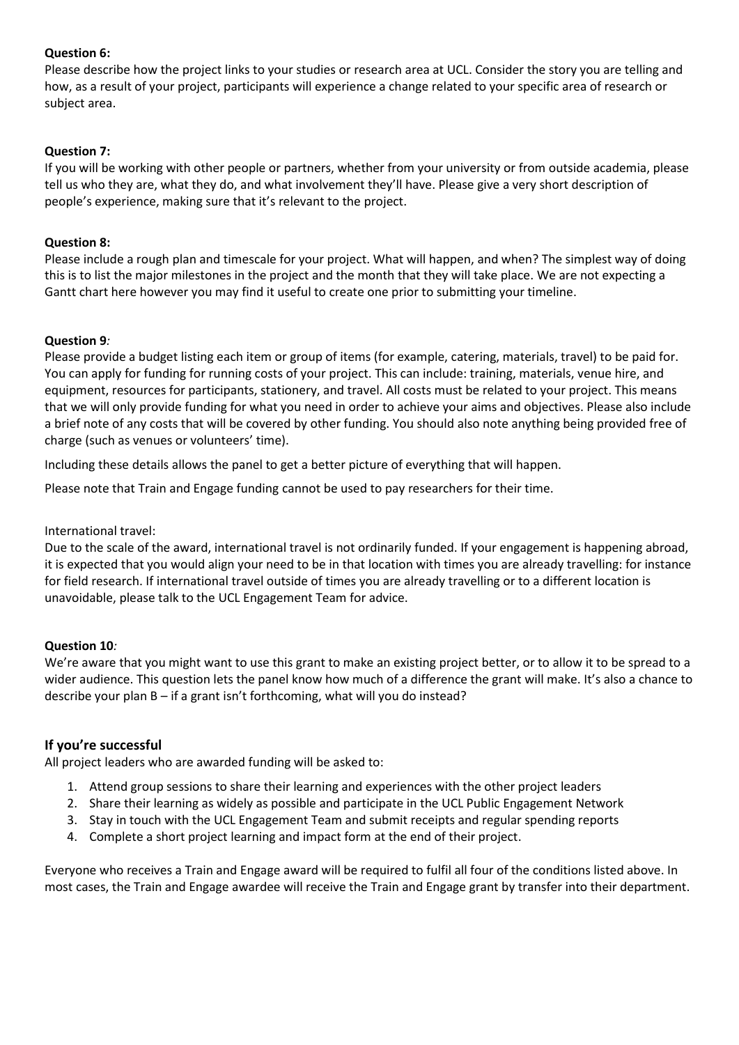**Question 6:**

Please describe how the project links to your studies or research area at UCL. Consider the story you are telling and how, as a result of your project, participants will experience a change related to your specific area of research or subject area.

**Question 7:**

If you will be working with other people or partners, whether from your university or from outside academia, please tell us who they are, what they do, and what involvement they'll have. Please give a very short description of people's experience, making sure that it's relevant to the project.

**Question 8:**

Please include a rough plan and timescale for your project. What will happen, and when? The simplest way of doing this is to list the major milestones in the project and the month that they will take place. We are not expecting a Gantt chart here however you may find it useful to create one prior to submitting your timeline.

**Question 9***:*

Please provide a budget listing each item or group of items (for example, catering, materials, travel) to be paid for. You can apply for funding for running costs of your project. This can include: training, materials, venue hire, and equipment, resources for participants, stationery, and travel. All costs must be related to your project. This means that we will only provide funding for what you need in order to achieve your aims and objectives. Please also include a brief note of any costs that will be covered by other funding. You should also note anything being provided free of charge (such as venues or volunteers' time).

Including these details allows the panel to get a better picture of everything that will happen.

Please note that Train and Engage funding cannot be used to pay researchers for their time.

International travel:

Due to the scale of the award, international travel is not ordinarily funded. If your engagement is happening abroad, it is expected that you would align your need to be in that location with times you are already travelling: for instance for field research. If international travel outside of times you are already travelling or to a different location is unavoidable, please talk to the UCL Engagement Team for advice.

**Question 10***:*

We're aware that you might want to use this grant to make an existing project better, or to allow it to be spread to a wider audience. This question lets the panel know how much of a difference the grant will make. It's also a chance to describe your plan B – if a grant isn't forthcoming, what will you do instead?

## If you're successful

All project leaders who are awarded funding will be asked to:

1. Attend group sessions to share their learning and experiences with the other project leaders
2. Share their learning as widely as possible and participate in the UCL Public Engagement Network
3. Stay in touch with the UCL Engagement Team and submit receipts and regular spending reports
4. Complete a short project learning and impact form at the end of their project.

Everyone who receives a Train and Engage award will be required to fulfil all four of the conditions listed above. In most cases, the Train and Engage awardee will receive the Train and Engage grant by transfer into their department.